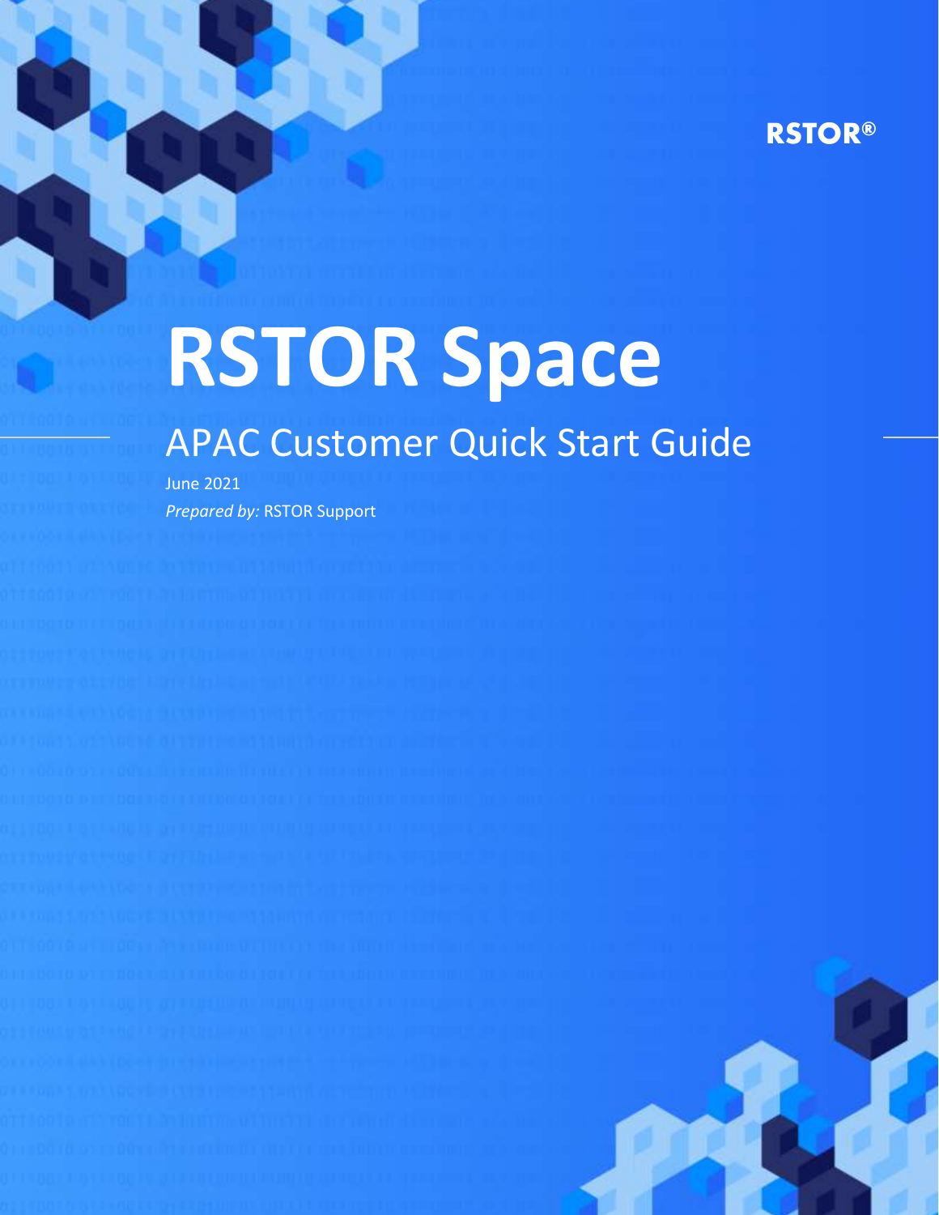RSTOR®

# RSTOR Space

## APAC Customer Quick Start Guide

June 2021

*Prepared by:* RSTOR Support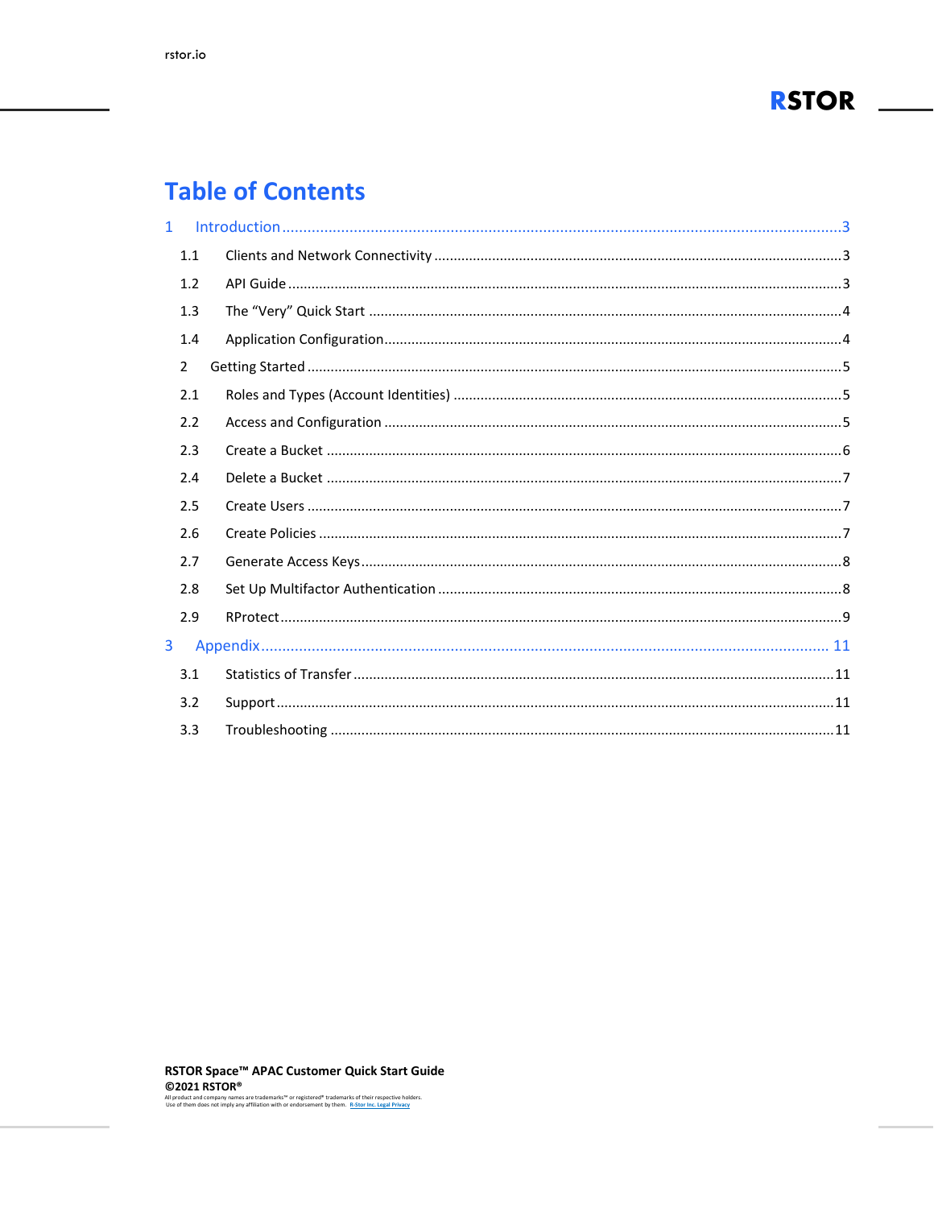# Table of Contents

1 Introduction ........................................................................................................................3

1.1 Clients and Network Connectivity ..........................................................................................3

1.2 API Guide ..............................................................................................................................3

1.3 The “Very” Quick Start ..........................................................................................................4

1.4 Application Configuration......................................................................................................4

2 Getting Started .........................................................................................................................5

2.1 Roles and Types (Account Identities) ......................................................................................5

2.2 Access and Configuration .......................................................................................................5

2.3 Create a Bucket .....................................................................................................................6

2.4 Delete a Bucket .....................................................................................................................7

2.5 Create Users .........................................................................................................................7

2.6 Create Policies .......................................................................................................................7

2.7 Generate Access Keys............................................................................................................8

2.8 Set Up Multifactor Authentication .........................................................................................8

2.9 RProtect.................................................................................................................................9

3 Appendix ........................................................................................................................ 11

3.1 Statistics of Transfer ............................................................................................................11

3.2 Support ................................................................................................................................11

3.3 Troubleshooting ..................................................................................................................11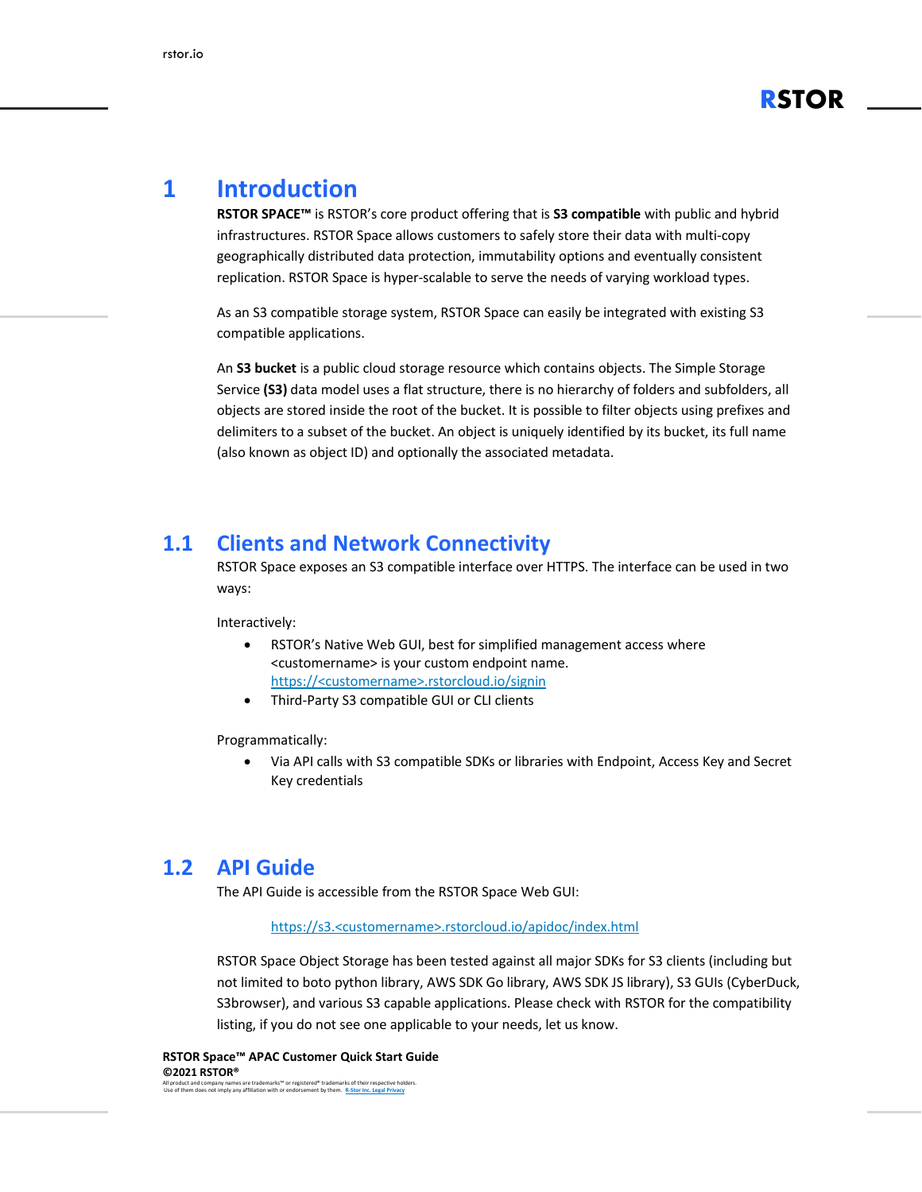# 1 Introduction

**RSTOR SPACE™** is RSTOR's core product offering that is **S3 compatible** with public and hybrid infrastructures. RSTOR Space allows customers to safely store their data with multi-copy geographically distributed data protection, immutability options and eventually consistent replication. RSTOR Space is hyper-scalable to serve the needs of varying workload types.

As an S3 compatible storage system, RSTOR Space can easily be integrated with existing S3 compatible applications.

An **S3 bucket** is a public cloud storage resource which contains objects. The Simple Storage Service **(S3)** data model uses a flat structure, there is no hierarchy of folders and subfolders, all objects are stored inside the root of the bucket. It is possible to filter objects using prefixes and delimiters to a subset of the bucket. An object is uniquely identified by its bucket, its full name (also known as object ID) and optionally the associated metadata.

## 1.1 Clients and Network Connectivity

RSTOR Space exposes an S3 compatible interface over HTTPS. The interface can be used in two ways:

Interactively:

- RSTOR's Native Web GUI, best for simplified management access where <customername> is your custom endpoint name. https://<customername>.rstorcloud.io/signin
- Third-Party S3 compatible GUI or CLI clients

Programmatically:

- Via API calls with S3 compatible SDKs or libraries with Endpoint, Access Key and Secret Key credentials

## 1.2 API Guide

The API Guide is accessible from the RSTOR Space Web GUI:

https://s3.<customername>.rstorcloud.io/apidoc/index.html

RSTOR Space Object Storage has been tested against all major SDKs for S3 clients (including but not limited to boto python library, AWS SDK Go library, AWS SDK JS library), S3 GUIs (CyberDuck, S3browser), and various S3 capable applications. Please check with RSTOR for the compatibility listing, if you do not see one applicable to your needs, let us know.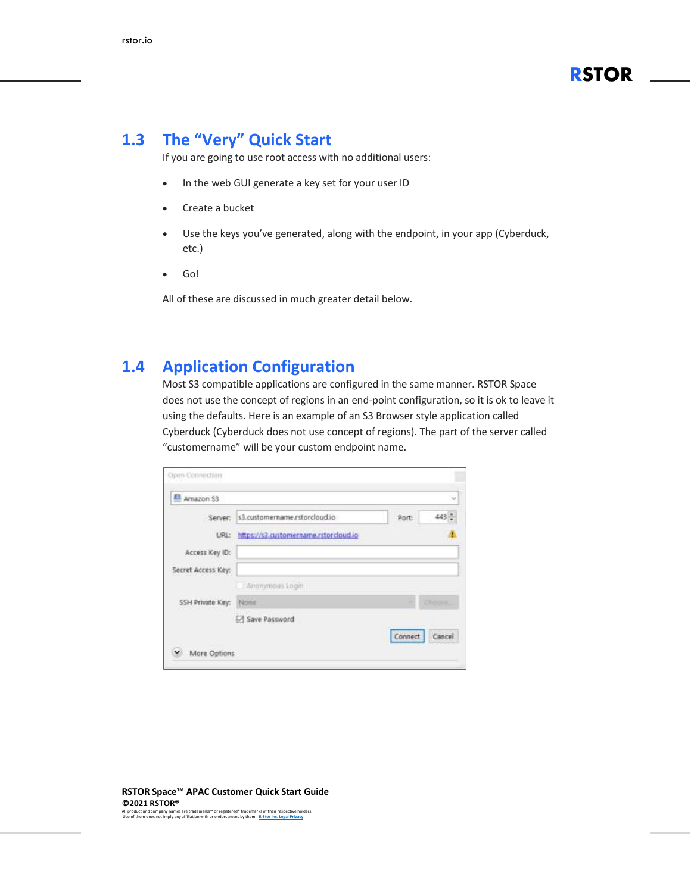## 1.3 The "Very" Quick Start

If you are going to use root access with no additional users:

- In the web GUI generate a key set for your user ID
- Create a bucket
- Use the keys you've generated, along with the endpoint, in your app (Cyberduck, etc.)
- Go!

All of these are discussed in much greater detail below.

## 1.4 Application Configuration

Most S3 compatible applications are configured in the same manner. RSTOR Space does not use the concept of regions in an end-point configuration, so it is ok to leave it using the defaults. Here is an example of an S3 Browser style application called Cyberduck (Cyberduck does not use concept of regions). The part of the server called "customername" will be your custom endpoint name.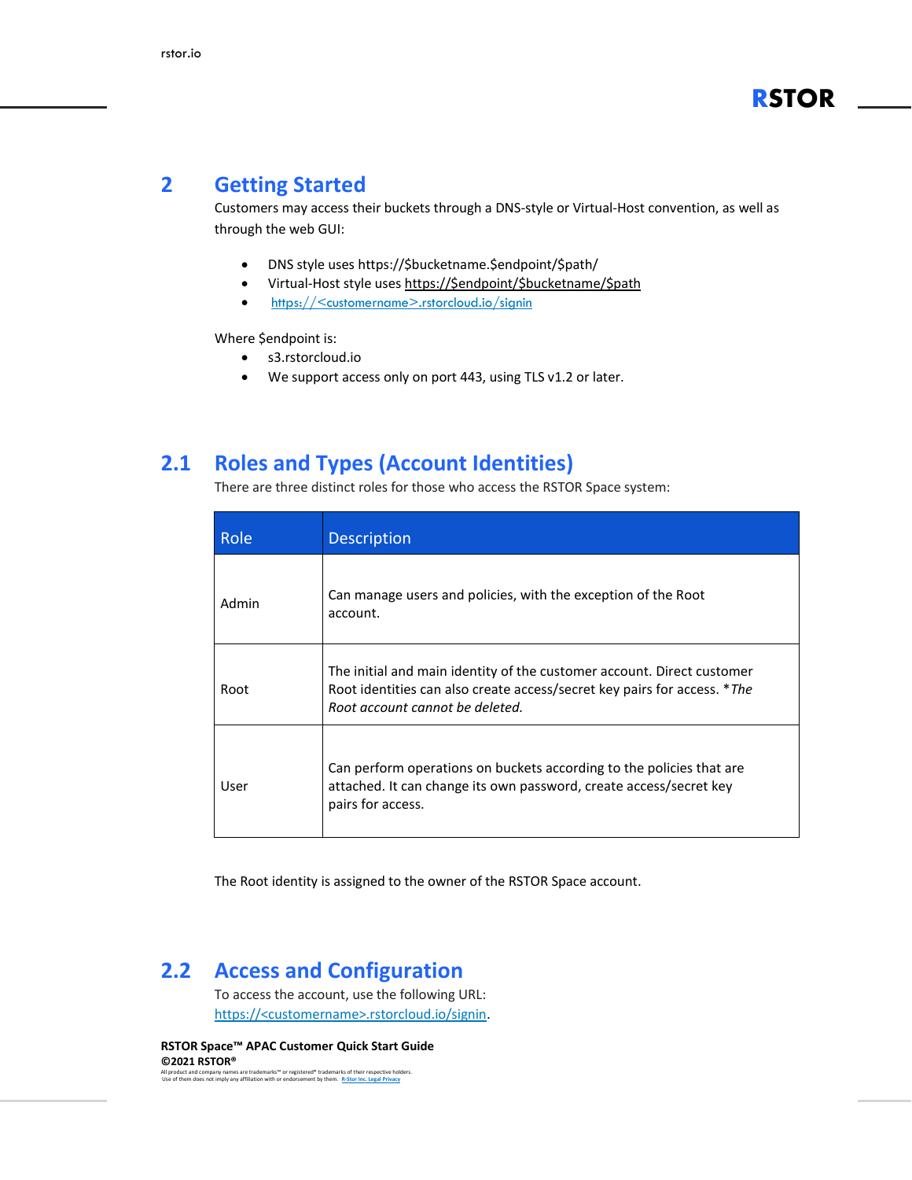# 2 Getting Started

Customers may access their buckets through a DNS-style or Virtual-Host convention, as well as through the web GUI:

- DNS style uses https://$bucketname.$endpoint/$path/
- Virtual-Host style uses https://$endpoint/$bucketname/$path
- https://<customername>.rstorcloud.io/signin

Where $endpoint is:

- s3.rstorcloud.io
- We support access only on port 443, using TLS v1.2 or later.

## 2.1 Roles and Types (Account Identities)

There are three distinct roles for those who access the RSTOR Space system:

| Role | Description |
| --- | --- |
| Admin | Can manage users and policies, with the exception of the Root account. |
| Root | The initial and main identity of the customer account. Direct customer Root identities can also create access/secret key pairs for access. **The Root account cannot be deleted.* |
| User | Can perform operations on buckets according to the policies that are attached. It can change its own password, create access/secret key pairs for access. |

The Root identity is assigned to the owner of the RSTOR Space account.

## 2.2 Access and Configuration

To access the account, use the following URL: https://<customername>.rstorcloud.io/signin.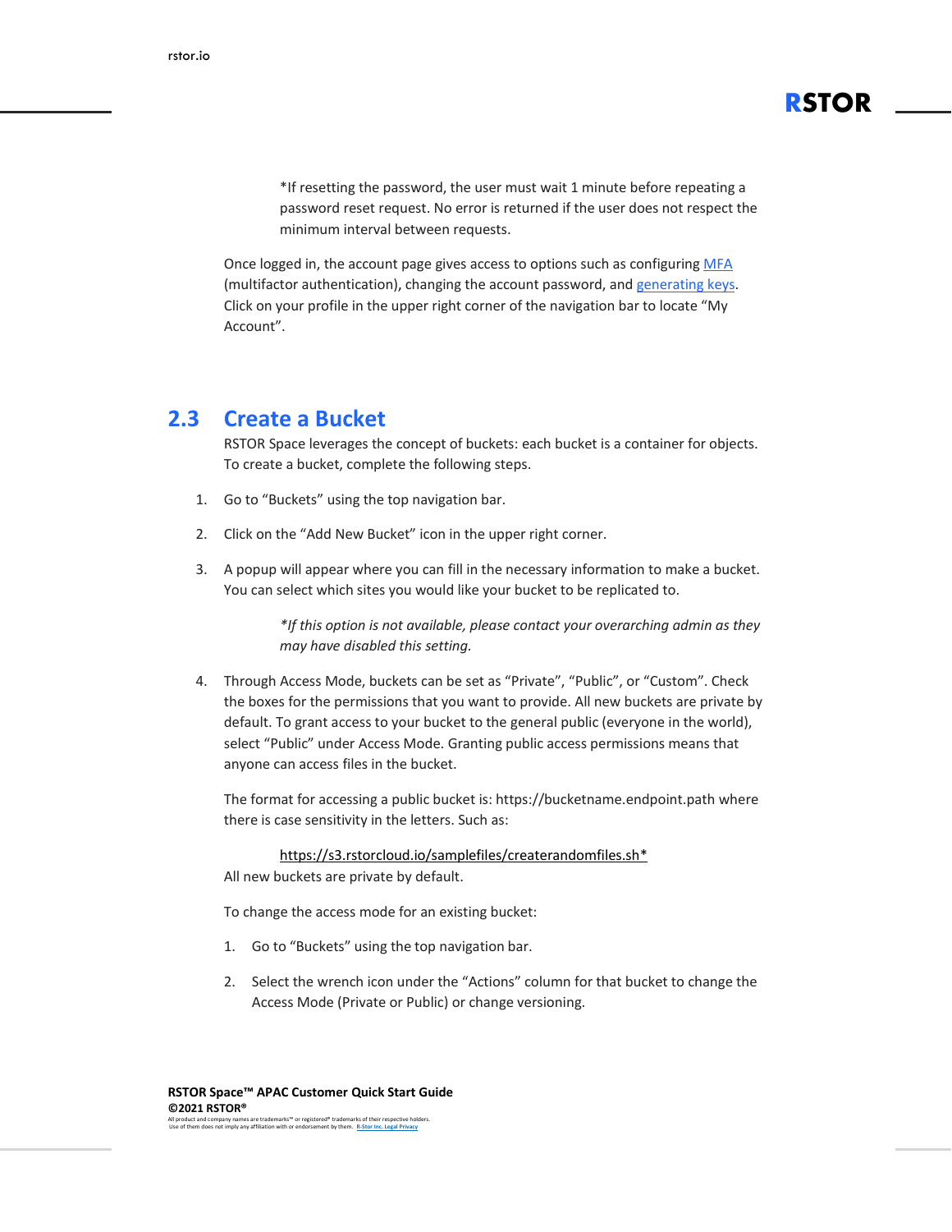*If resetting the password, the user must wait 1 minute before repeating a password reset request. No error is returned if the user does not respect the minimum interval between requests.

Once logged in, the account page gives access to options such as configuring MFA (multifactor authentication), changing the account password, and generating keys. Click on your profile in the upper right corner of the navigation bar to locate "My Account".

## 2.3 Create a Bucket

RSTOR Space leverages the concept of buckets: each bucket is a container for objects. To create a bucket, complete the following steps.

1. Go to "Buckets" using the top navigation bar.
2. Click on the "Add New Bucket" icon in the upper right corner.
3. A popup will appear where you can fill in the necessary information to make a bucket. You can select which sites you would like your bucket to be replicated to.

   *\*If this option is not available, please contact your overarching admin as they may have disabled this setting.*

4. Through Access Mode, buckets can be set as "Private", "Public", or "Custom". Check the boxes for the permissions that you want to provide. All new buckets are private by default. To grant access to your bucket to the general public (everyone in the world), select "Public" under Access Mode. Granting public access permissions means that anyone can access files in the bucket.

   The format for accessing a public bucket is: https://bucketname.endpoint.path where there is case sensitivity in the letters. Such as:

   https://s3.rstorcloud.io/samplefiles/createrandomfiles.sh*

   All new buckets are private by default.

   To change the access mode for an existing bucket:

   1. Go to "Buckets" using the top navigation bar.
   2. Select the wrench icon under the "Actions" column for that bucket to change the Access Mode (Private or Public) or change versioning.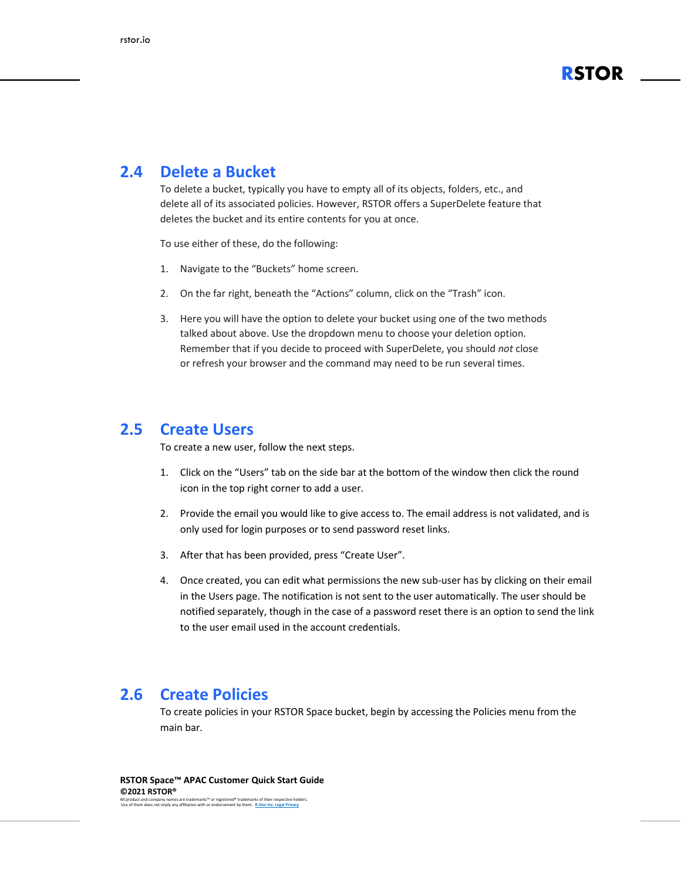## 2.4 Delete a Bucket

To delete a bucket, typically you have to empty all of its objects, folders, etc., and delete all of its associated policies. However, RSTOR offers a SuperDelete feature that deletes the bucket and its entire contents for you at once.

To use either of these, do the following:

1. Navigate to the “Buckets” home screen.

2. On the far right, beneath the “Actions” column, click on the “Trash” icon.

3. Here you will have the option to delete your bucket using one of the two methods talked about above. Use the dropdown menu to choose your deletion option. Remember that if you decide to proceed with SuperDelete, you should *not* close or refresh your browser and the command may need to be run several times.

## 2.5 Create Users

To create a new user, follow the next steps.

1. Click on the “Users” tab on the side bar at the bottom of the window then click the round icon in the top right corner to add a user.

2. Provide the email you would like to give access to. The email address is not validated, and is only used for login purposes or to send password reset links.

3. After that has been provided, press “Create User”.

4. Once created, you can edit what permissions the new sub-user has by clicking on their email in the Users page. The notification is not sent to the user automatically. The user should be notified separately, though in the case of a password reset there is an option to send the link to the user email used in the account credentials.

## 2.6 Create Policies

To create policies in your RSTOR Space bucket, begin by accessing the Policies menu from the main bar.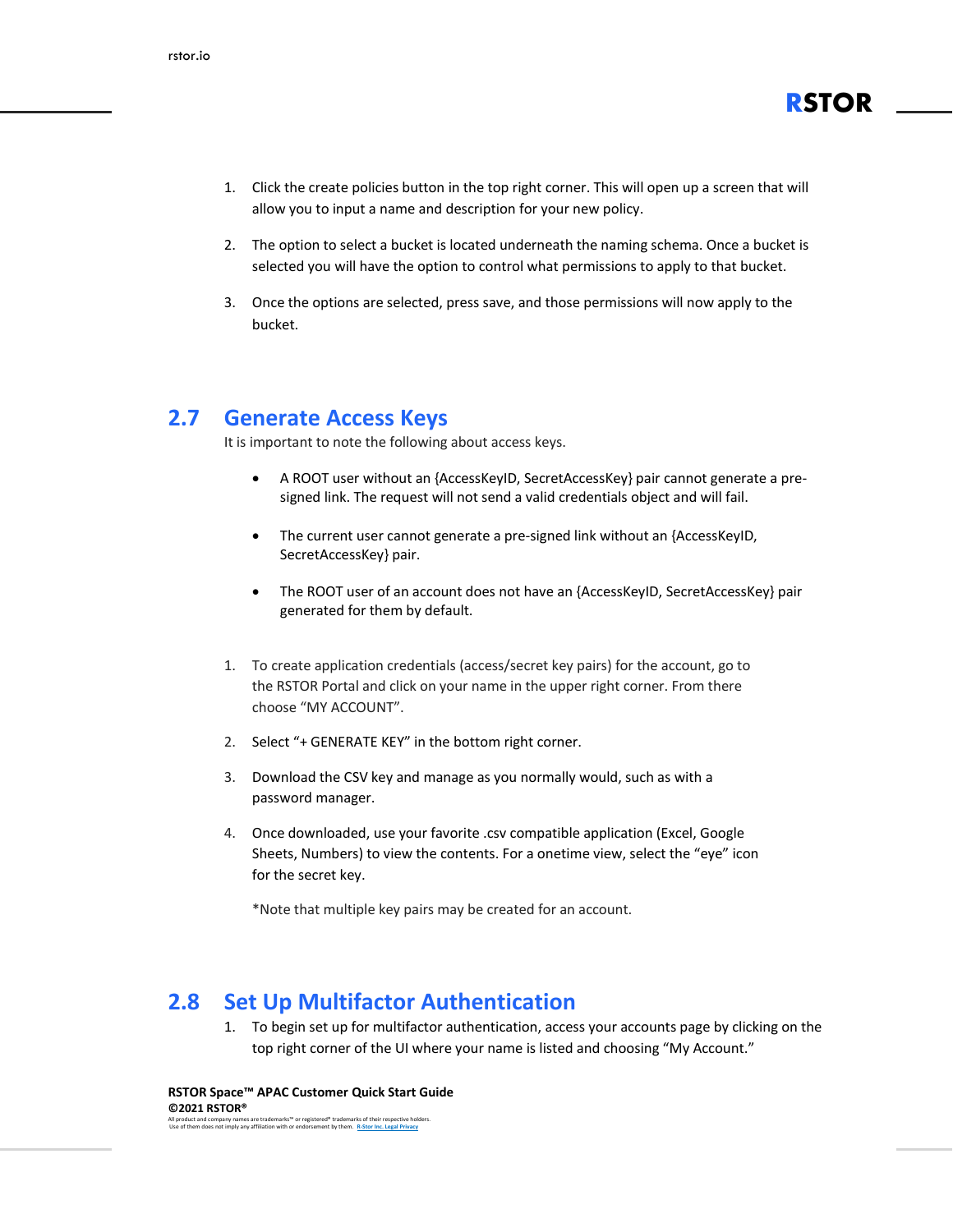1. Click the create policies button in the top right corner. This will open up a screen that will allow you to input a name and description for your new policy.

2. The option to select a bucket is located underneath the naming schema. Once a bucket is selected you will have the option to control what permissions to apply to that bucket.

3. Once the options are selected, press save, and those permissions will now apply to the bucket.

## 2.7 Generate Access Keys

It is important to note the following about access keys.

- A ROOT user without an {AccessKeyID, SecretAccessKey} pair cannot generate a pre-signed link. The request will not send a valid credentials object and will fail.

- The current user cannot generate a pre-signed link without an {AccessKeyID, SecretAccessKey} pair.

- The ROOT user of an account does not have an {AccessKeyID, SecretAccessKey} pair generated for them by default.

1. To create application credentials (access/secret key pairs) for the account, go to the RSTOR Portal and click on your name in the upper right corner. From there choose "MY ACCOUNT".

2. Select "+ GENERATE KEY" in the bottom right corner.

3. Download the CSV key and manage as you normally would, such as with a password manager.

4. Once downloaded, use your favorite .csv compatible application (Excel, Google Sheets, Numbers) to view the contents. For a onetime view, select the "eye" icon for the secret key.

   *Note that multiple key pairs may be created for an account.

## 2.8 Set Up Multifactor Authentication

1. To begin set up for multifactor authentication, access your accounts page by clicking on the top right corner of the UI where your name is listed and choosing "My Account."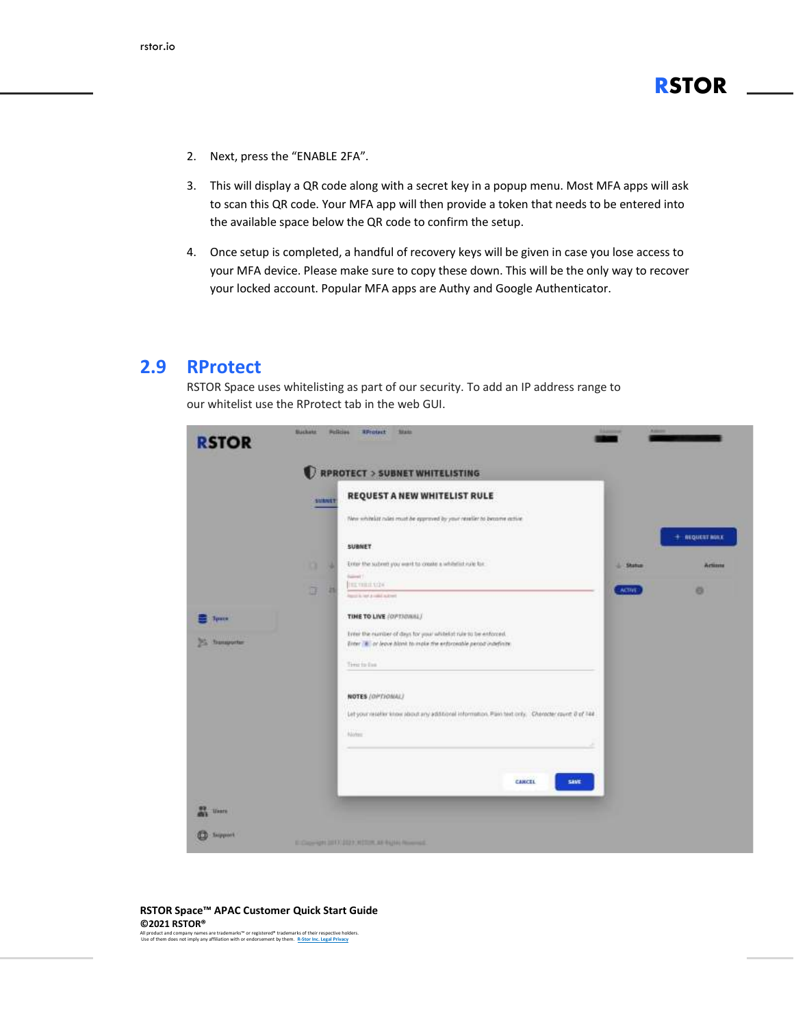2. Next, press the "ENABLE 2FA".

3. This will display a QR code along with a secret key in a popup menu. Most MFA apps will ask to scan this QR code. Your MFA app will then provide a token that needs to be entered into the available space below the QR code to confirm the setup.

4. Once setup is completed, a handful of recovery keys will be given in case you lose access to your MFA device. Please make sure to copy these down. This will be the only way to recover your locked account. Popular MFA apps are Authy and Google Authenticator.

## 2.9 RProtect

RSTOR Space uses whitelisting as part of our security. To add an IP address range to our whitelist use the RProtect tab in the web GUI.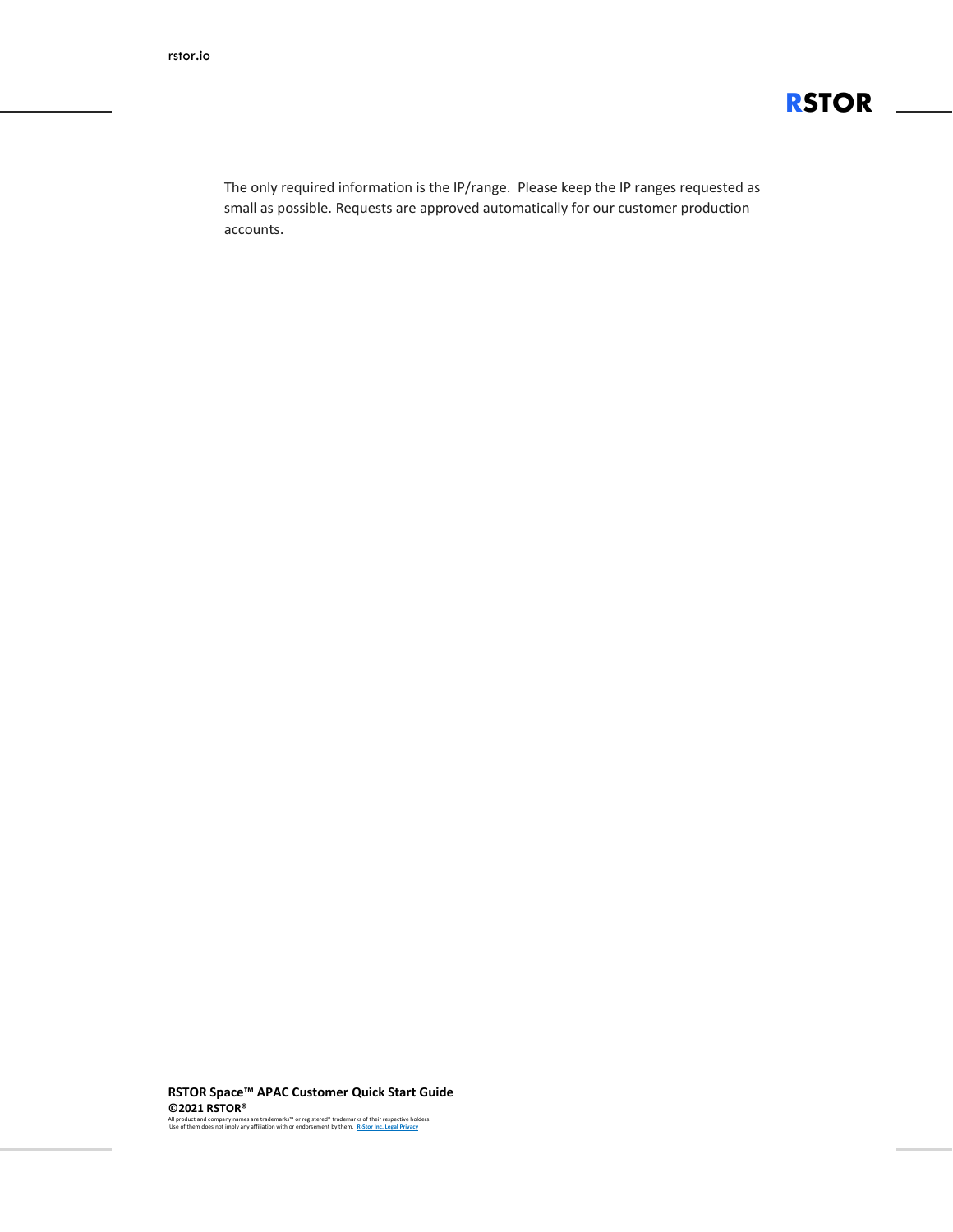The only required information is the IP/range.  Please keep the IP ranges requested as small as possible. Requests are approved automatically for our customer production accounts.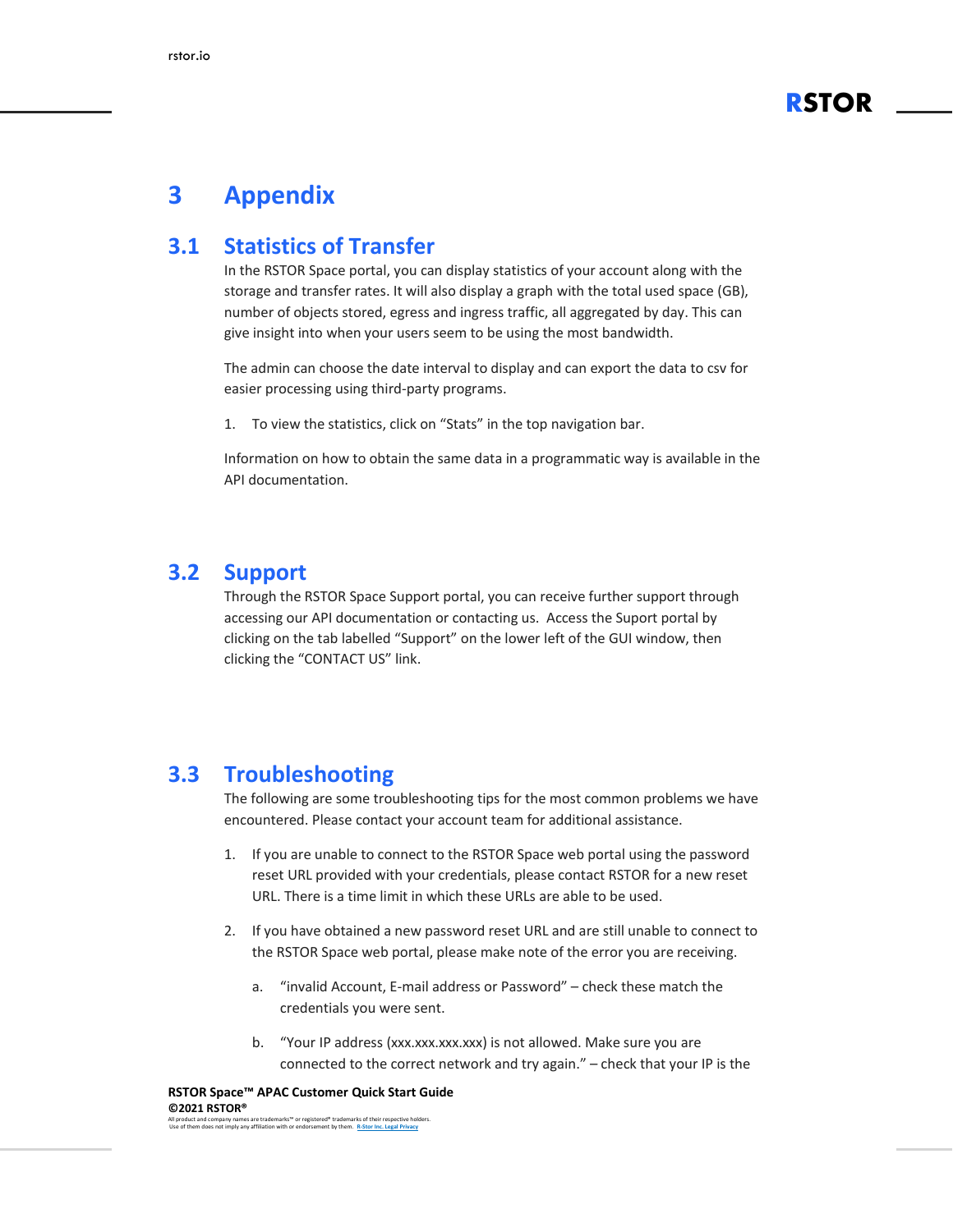# 3 Appendix

## 3.1 Statistics of Transfer

In the RSTOR Space portal, you can display statistics of your account along with the storage and transfer rates. It will also display a graph with the total used space (GB), number of objects stored, egress and ingress traffic, all aggregated by day. This can give insight into when your users seem to be using the most bandwidth.

The admin can choose the date interval to display and can export the data to csv for easier processing using third-party programs.

1. To view the statistics, click on "Stats" in the top navigation bar.

Information on how to obtain the same data in a programmatic way is available in the API documentation.

## 3.2 Support

Through the RSTOR Space Support portal, you can receive further support through accessing our API documentation or contacting us. Access the Suport portal by clicking on the tab labelled "Support" on the lower left of the GUI window, then clicking the "CONTACT US" link.

## 3.3 Troubleshooting

The following are some troubleshooting tips for the most common problems we have encountered. Please contact your account team for additional assistance.

1. If you are unable to connect to the RSTOR Space web portal using the password reset URL provided with your credentials, please contact RSTOR for a new reset URL. There is a time limit in which these URLs are able to be used.

2. If you have obtained a new password reset URL and are still unable to connect to the RSTOR Space web portal, please make note of the error you are receiving.

   a. "invalid Account, E-mail address or Password" – check these match the credentials you were sent.

   b. "Your IP address (xxx.xxx.xxx.xxx) is not allowed. Make sure you are connected to the correct network and try again." – check that your IP is the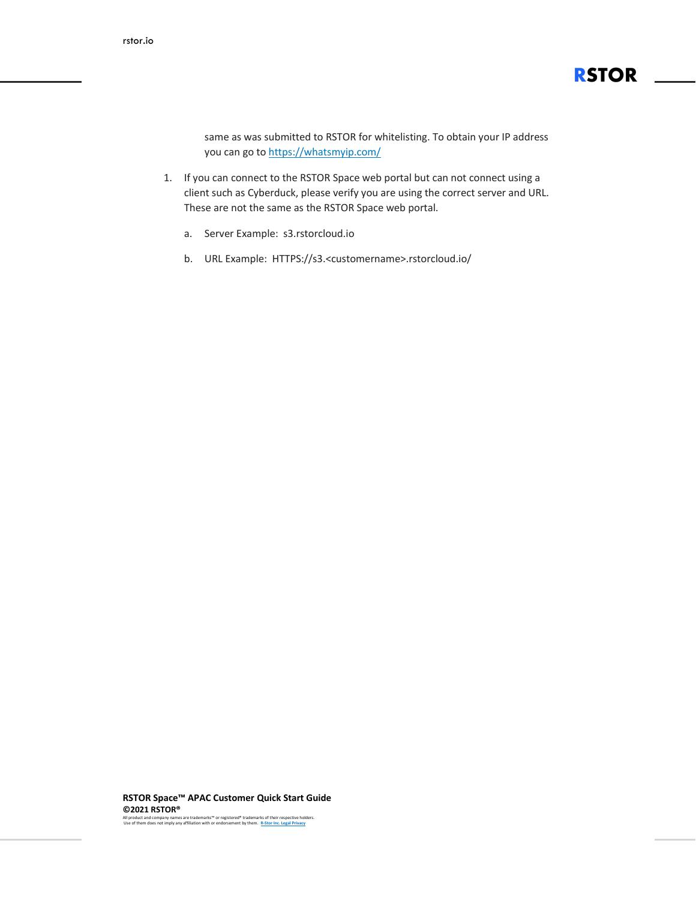same as was submitted to RSTOR for whitelisting. To obtain your IP address you can go to https://whatsmyip.com/

1. If you can connect to the RSTOR Space web portal but can not connect using a client such as Cyberduck, please verify you are using the correct server and URL. These are not the same as the RSTOR Space web portal.

   a. Server Example: s3.rstorcloud.io

   b. URL Example: HTTPS://s3.<customername>.rstorcloud.io/